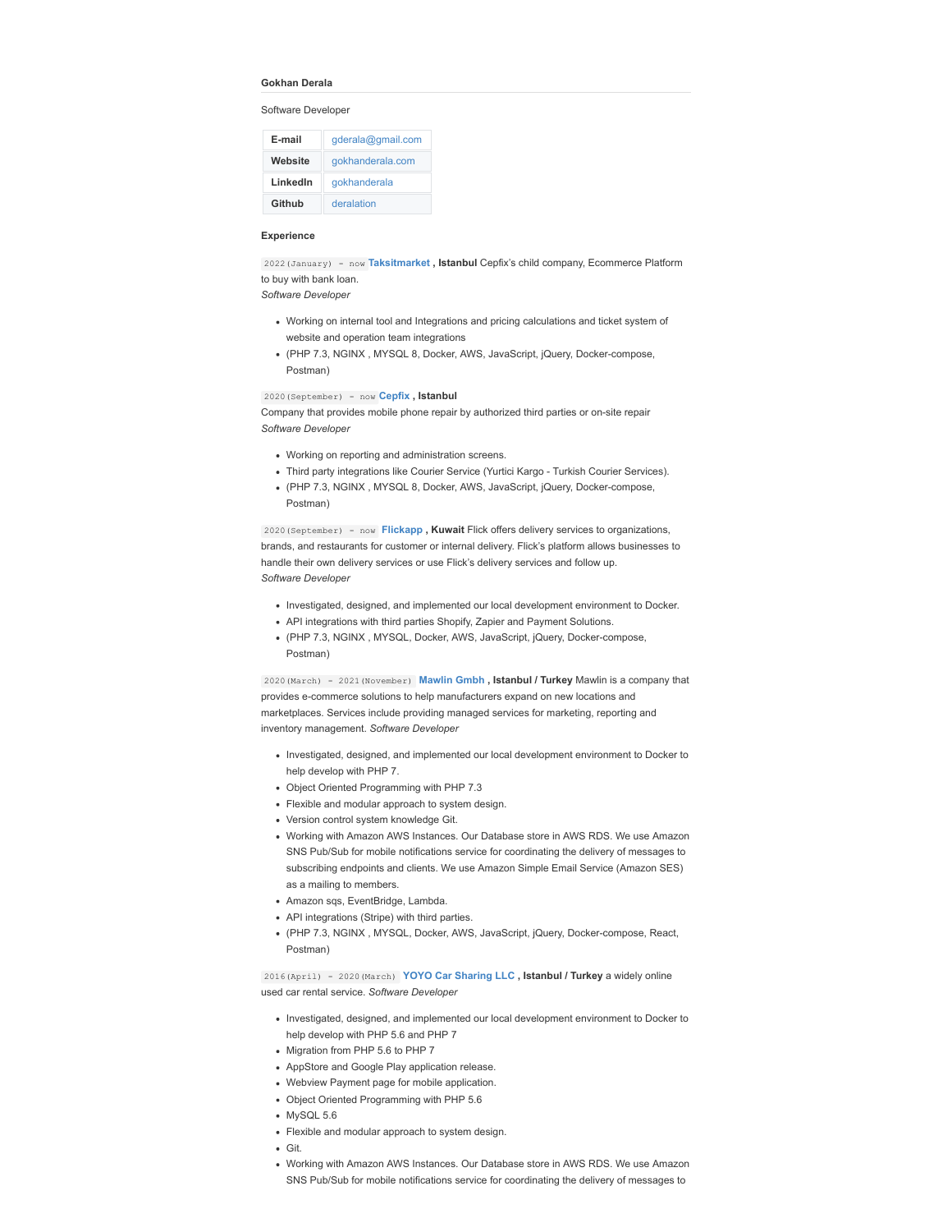# Gokhan Derala

Software Developer

| E-mail | gderala@gmail.com |
| --- | --- |
| Website | gokhanderala.com |
| LinkedIn | gokhanderala |
| Github | deralation |

## Experience

`2022(January) - now` **Taksitmarket , Istanbul** Cepfix's child company, Ecommerce Platform to buy with bank loan.
*Software Developer*

- Working on internal tool and Integrations and pricing calculations and ticket system of website and operation team integrations
- (PHP 7.3, NGINX , MYSQL 8, Docker, AWS, JavaScript, jQuery, Docker-compose, Postman)

`2020(September) - now` **Cepfix , Istanbul**
Company that provides mobile phone repair by authorized third parties or on-site repair
*Software Developer*

- Working on reporting and administration screens.
- Third party integrations like Courier Service (Yurtici Kargo - Turkish Courier Services).
- (PHP 7.3, NGINX , MYSQL 8, Docker, AWS, JavaScript, jQuery, Docker-compose, Postman)

`2020(September) - now` **Flickapp , Kuwait** Flick offers delivery services to organizations, brands, and restaurants for customer or internal delivery. Flick's platform allows businesses to handle their own delivery services or use Flick's delivery services and follow up.
*Software Developer*

- Investigated, designed, and implemented our local development environment to Docker.
- API integrations with third parties Shopify, Zapier and Payment Solutions.
- (PHP 7.3, NGINX , MYSQL, Docker, AWS, JavaScript, jQuery, Docker-compose, Postman)

`2020(March) - 2021(November)` **Mawlin Gmbh , Istanbul / Turkey** Mawlin is a company that provides e-commerce solutions to help manufacturers expand on new locations and marketplaces. Services include providing managed services for marketing, reporting and inventory management. *Software Developer*

- Investigated, designed, and implemented our local development environment to Docker to help develop with PHP 7.
- Object Oriented Programming with PHP 7.3
- Flexible and modular approach to system design.
- Version control system knowledge Git.
- Working with Amazon AWS Instances. Our Database store in AWS RDS. We use Amazon SNS Pub/Sub for mobile notifications service for coordinating the delivery of messages to subscribing endpoints and clients. We use Amazon Simple Email Service (Amazon SES) as a mailing to members.
- Amazon sqs, EventBridge, Lambda.
- API integrations (Stripe) with third parties.
- (PHP 7.3, NGINX , MYSQL, Docker, AWS, JavaScript, jQuery, Docker-compose, React, Postman)

`2016(April) - 2020(March)` **YOYO Car Sharing LLC , Istanbul / Turkey** a widely online used car rental service. *Software Developer*

- Investigated, designed, and implemented our local development environment to Docker to help develop with PHP 5.6 and PHP 7
- Migration from PHP 5.6 to PHP 7
- AppStore and Google Play application release.
- Webview Payment page for mobile application.
- Object Oriented Programming with PHP 5.6
- MySQL 5.6
- Flexible and modular approach to system design.
- Git.
- Working with Amazon AWS Instances. Our Database store in AWS RDS. We use Amazon SNS Pub/Sub for mobile notifications service for coordinating the delivery of messages to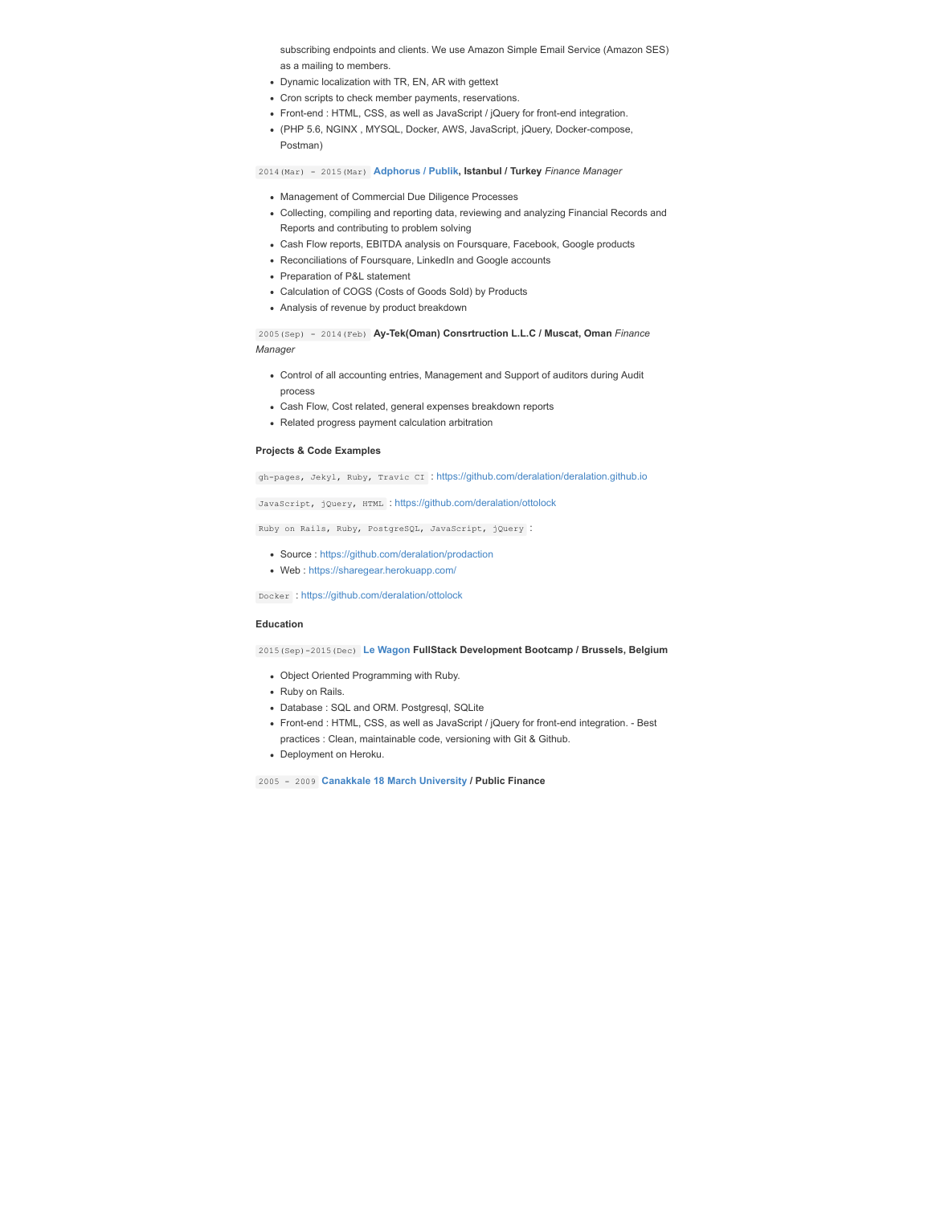subscribing endpoints and clients. We use Amazon Simple Email Service (Amazon SES) as a mailing to members.
- Dynamic localization with TR, EN, AR with gettext
- Cron scripts to check member payments, reservations.
- Front-end : HTML, CSS, as well as JavaScript / jQuery for front-end integration.
- (PHP 5.6, NGINX , MYSQL, Docker, AWS, JavaScript, jQuery, Docker-compose, Postman)

`2014(Mar) - 2015(Mar)` **Adphorus / Publik, Istanbul / Turkey** *Finance Manager*

- Management of Commercial Due Diligence Processes
- Collecting, compiling and reporting data, reviewing and analyzing Financial Records and Reports and contributing to problem solving
- Cash Flow reports, EBITDA analysis on Foursquare, Facebook, Google products
- Reconciliations of Foursquare, LinkedIn and Google accounts
- Preparation of P&L statement
- Calculation of COGS (Costs of Goods Sold) by Products
- Analysis of revenue by product breakdown

`2005(Sep) - 2014(Feb)` **Ay-Tek(Oman) Consrtruction L.L.C / Muscat, Oman** *Finance Manager*

- Control of all accounting entries, Management and Support of auditors during Audit process
- Cash Flow, Cost related, general expenses breakdown reports
- Related progress payment calculation arbitration

### Projects & Code Examples

`gh-pages, Jekyl, Ruby, Travic CI` : https://github.com/deralation/deralation.github.io

`JavaScript, jQuery, HTML` : https://github.com/deralation/ottolock

`Ruby on Rails, Ruby, PostgreSQL, JavaScript, jQuery` :

- Source : https://github.com/deralation/prodaction
- Web : https://sharegear.herokuapp.com/

`Docker` : https://github.com/deralation/ottolock

### Education

`2015(Sep)-2015(Dec)` **Le Wagon FullStack Development Bootcamp / Brussels, Belgium**

- Object Oriented Programming with Ruby.
- Ruby on Rails.
- Database : SQL and ORM. Postgresql, SQLite
- Front-end : HTML, CSS, as well as JavaScript / jQuery for front-end integration. - Best practices : Clean, maintainable code, versioning with Git & Github.
- Deployment on Heroku.

`2005 - 2009` **Canakkale 18 March University / Public Finance**